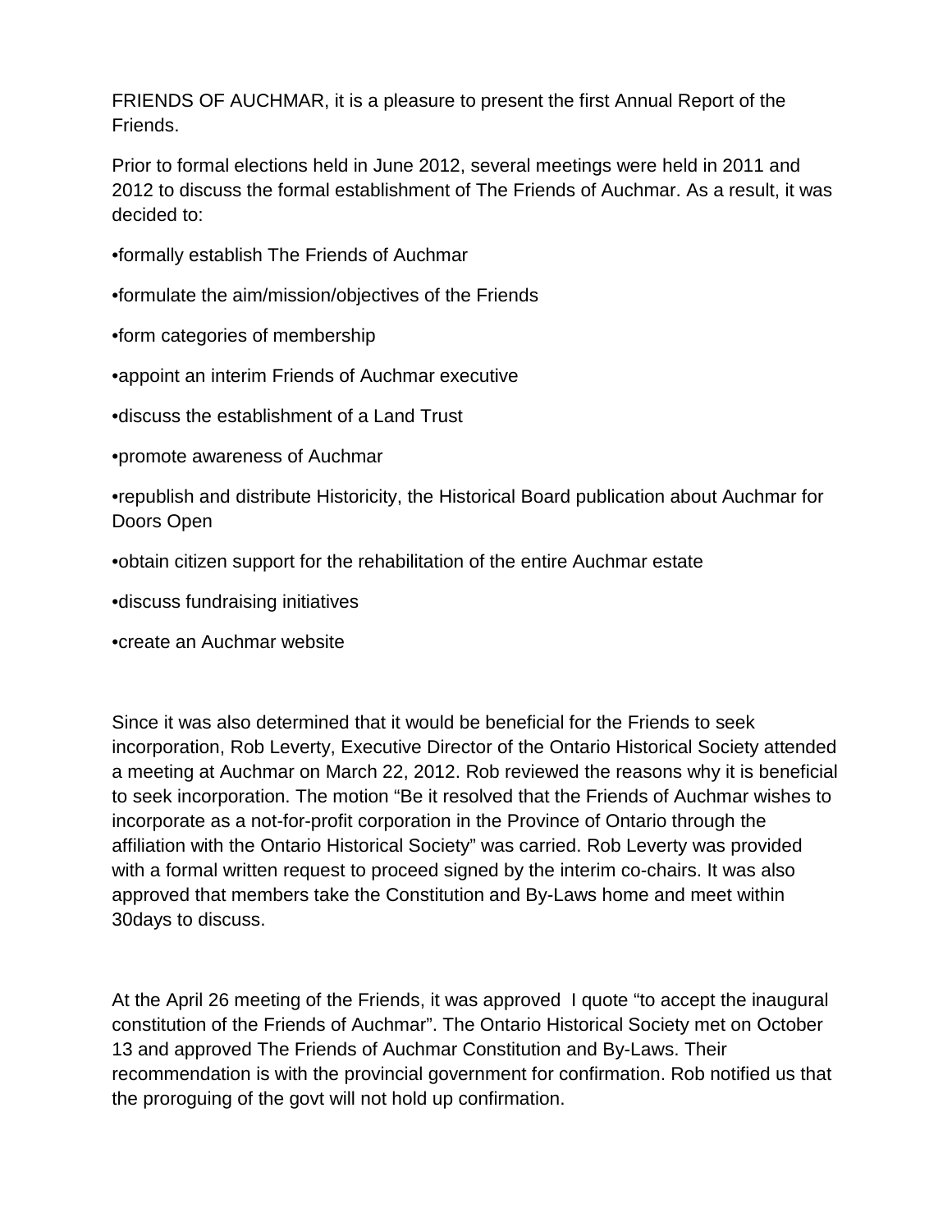FRIENDS OF AUCHMAR, it is a pleasure to present the first Annual Report of the Friends.

Prior to formal elections held in June 2012, several meetings were held in 2011 and 2012 to discuss the formal establishment of The Friends of Auchmar. As a result, it was decided to:

•formally establish The Friends of Auchmar

•formulate the aim/mission/objectives of the Friends

•form categories of membership

•appoint an interim Friends of Auchmar executive

•discuss the establishment of a Land Trust

•promote awareness of Auchmar

•republish and distribute Historicity, the Historical Board publication about Auchmar for Doors Open

•obtain citizen support for the rehabilitation of the entire Auchmar estate

•discuss fundraising initiatives

•create an Auchmar website

Since it was also determined that it would be beneficial for the Friends to seek incorporation, Rob Leverty, Executive Director of the Ontario Historical Society attended a meeting at Auchmar on March 22, 2012. Rob reviewed the reasons why it is beneficial to seek incorporation. The motion "Be it resolved that the Friends of Auchmar wishes to incorporate as a not-for-profit corporation in the Province of Ontario through the affiliation with the Ontario Historical Society" was carried. Rob Leverty was provided with a formal written request to proceed signed by the interim co-chairs. It was also approved that members take the Constitution and By-Laws home and meet within 30days to discuss.

At the April 26 meeting of the Friends, it was approved I quote "to accept the inaugural constitution of the Friends of Auchmar". The Ontario Historical Society met on October 13 and approved The Friends of Auchmar Constitution and By-Laws. Their recommendation is with the provincial government for confirmation. Rob notified us that the proroguing of the govt will not hold up confirmation.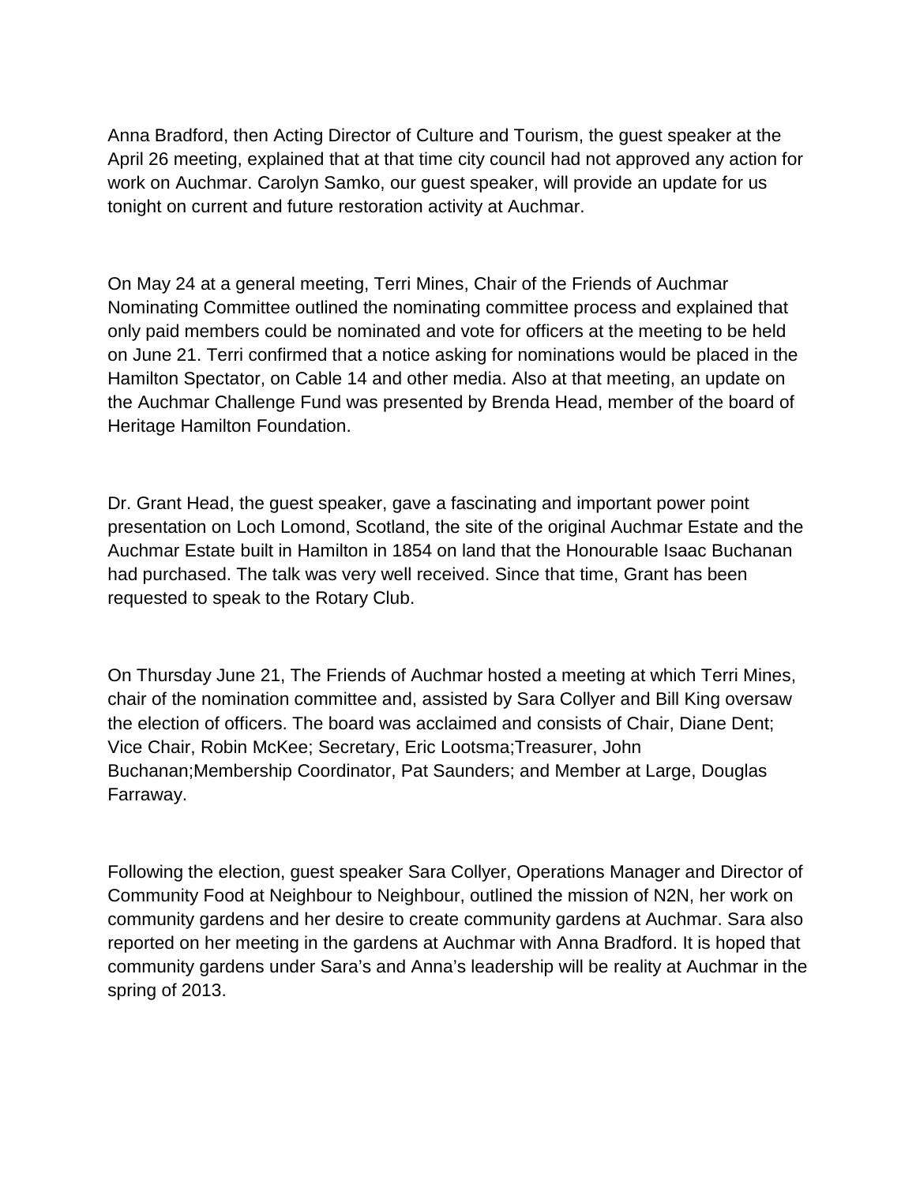Anna Bradford, then Acting Director of Culture and Tourism, the guest speaker at the April 26 meeting, explained that at that time city council had not approved any action for work on Auchmar. Carolyn Samko, our guest speaker, will provide an update for us tonight on current and future restoration activity at Auchmar.

On May 24 at a general meeting, Terri Mines, Chair of the Friends of Auchmar Nominating Committee outlined the nominating committee process and explained that only paid members could be nominated and vote for officers at the meeting to be held on June 21. Terri confirmed that a notice asking for nominations would be placed in the Hamilton Spectator, on Cable 14 and other media. Also at that meeting, an update on the Auchmar Challenge Fund was presented by Brenda Head, member of the board of Heritage Hamilton Foundation.

Dr. Grant Head, the guest speaker, gave a fascinating and important power point presentation on Loch Lomond, Scotland, the site of the original Auchmar Estate and the Auchmar Estate built in Hamilton in 1854 on land that the Honourable Isaac Buchanan had purchased. The talk was very well received. Since that time, Grant has been requested to speak to the Rotary Club.

On Thursday June 21, The Friends of Auchmar hosted a meeting at which Terri Mines, chair of the nomination committee and, assisted by Sara Collyer and Bill King oversaw the election of officers. The board was acclaimed and consists of Chair, Diane Dent; Vice Chair, Robin McKee; Secretary, Eric Lootsma;Treasurer, John Buchanan;Membership Coordinator, Pat Saunders; and Member at Large, Douglas Farraway.

Following the election, guest speaker Sara Collyer, Operations Manager and Director of Community Food at Neighbour to Neighbour, outlined the mission of N2N, her work on community gardens and her desire to create community gardens at Auchmar. Sara also reported on her meeting in the gardens at Auchmar with Anna Bradford. It is hoped that community gardens under Sara's and Anna's leadership will be reality at Auchmar in the spring of 2013.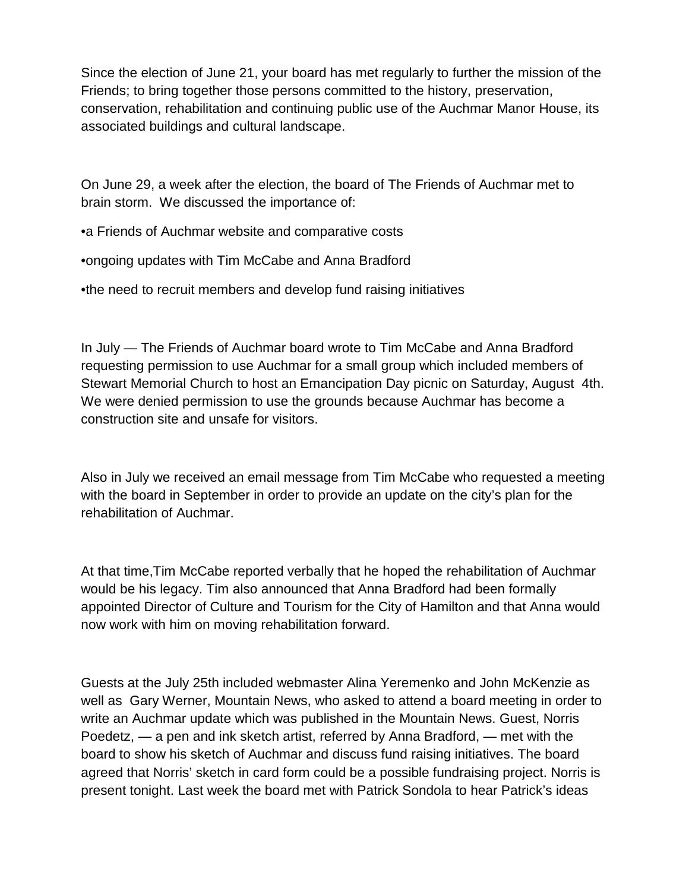Since the election of June 21, your board has met regularly to further the mission of the Friends; to bring together those persons committed to the history, preservation, conservation, rehabilitation and continuing public use of the Auchmar Manor House, its associated buildings and cultural landscape.

On June 29, a week after the election, the board of The Friends of Auchmar met to brain storm. We discussed the importance of:

•a Friends of Auchmar website and comparative costs

•ongoing updates with Tim McCabe and Anna Bradford

•the need to recruit members and develop fund raising initiatives

In July — The Friends of Auchmar board wrote to Tim McCabe and Anna Bradford requesting permission to use Auchmar for a small group which included members of Stewart Memorial Church to host an Emancipation Day picnic on Saturday, August 4th. We were denied permission to use the grounds because Auchmar has become a construction site and unsafe for visitors.

Also in July we received an email message from Tim McCabe who requested a meeting with the board in September in order to provide an update on the city's plan for the rehabilitation of Auchmar.

At that time,Tim McCabe reported verbally that he hoped the rehabilitation of Auchmar would be his legacy. Tim also announced that Anna Bradford had been formally appointed Director of Culture and Tourism for the City of Hamilton and that Anna would now work with him on moving rehabilitation forward.

Guests at the July 25th included webmaster Alina Yeremenko and John McKenzie as well as Gary Werner, Mountain News, who asked to attend a board meeting in order to write an Auchmar update which was published in the Mountain News. Guest, Norris Poedetz, — a pen and ink sketch artist, referred by Anna Bradford, — met with the board to show his sketch of Auchmar and discuss fund raising initiatives. The board agreed that Norris' sketch in card form could be a possible fundraising project. Norris is present tonight. Last week the board met with Patrick Sondola to hear Patrick's ideas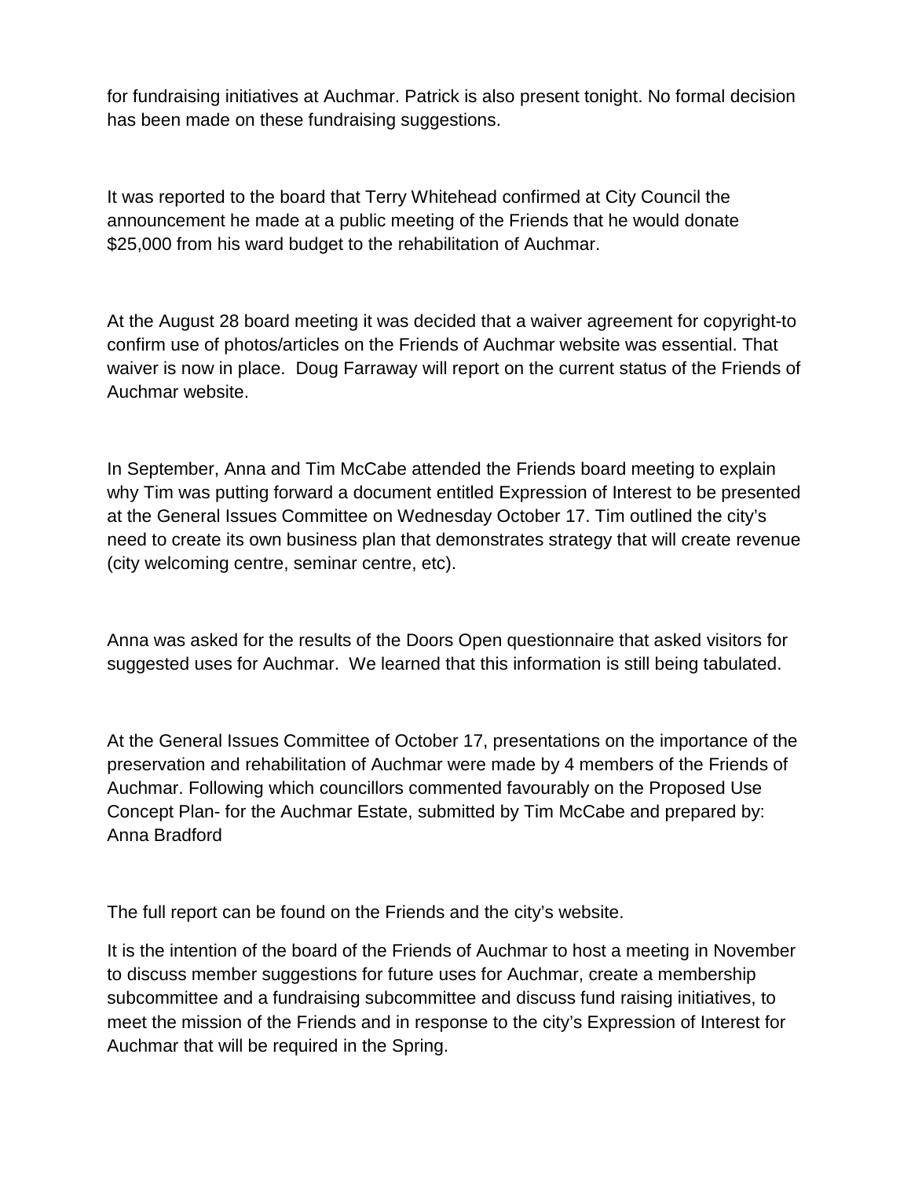for fundraising initiatives at Auchmar. Patrick is also present tonight. No formal decision has been made on these fundraising suggestions.

It was reported to the board that Terry Whitehead confirmed at City Council the announcement he made at a public meeting of the Friends that he would donate $25,000 from his ward budget to the rehabilitation of Auchmar.

At the August 28 board meeting it was decided that a waiver agreement for copyright-to confirm use of photos/articles on the Friends of Auchmar website was essential. That waiver is now in place. Doug Farraway will report on the current status of the Friends of Auchmar website.

In September, Anna and Tim McCabe attended the Friends board meeting to explain why Tim was putting forward a document entitled Expression of Interest to be presented at the General Issues Committee on Wednesday October 17. Tim outlined the city's need to create its own business plan that demonstrates strategy that will create revenue (city welcoming centre, seminar centre, etc).

Anna was asked for the results of the Doors Open questionnaire that asked visitors for suggested uses for Auchmar. We learned that this information is still being tabulated.

At the General Issues Committee of October 17, presentations on the importance of the preservation and rehabilitation of Auchmar were made by 4 members of the Friends of Auchmar. Following which councillors commented favourably on the Proposed Use Concept Plan- for the Auchmar Estate, submitted by Tim McCabe and prepared by: Anna Bradford

The full report can be found on the Friends and the city's website.

It is the intention of the board of the Friends of Auchmar to host a meeting in November to discuss member suggestions for future uses for Auchmar, create a membership subcommittee and a fundraising subcommittee and discuss fund raising initiatives, to meet the mission of the Friends and in response to the city's Expression of Interest for Auchmar that will be required in the Spring.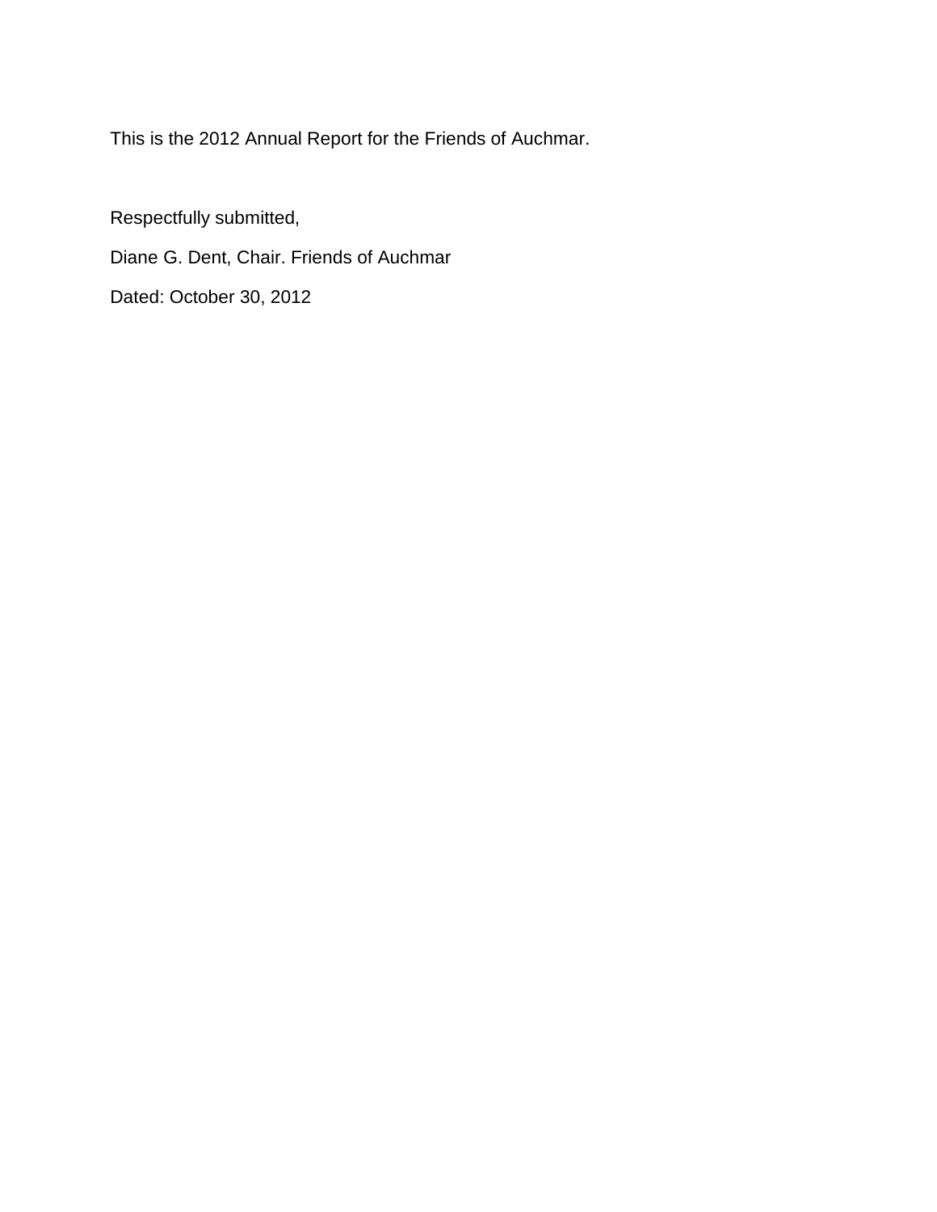This is the 2012 Annual Report for the Friends of Auchmar.

Respectfully submitted,

Diane G. Dent, Chair. Friends of Auchmar

Dated: October 30, 2012